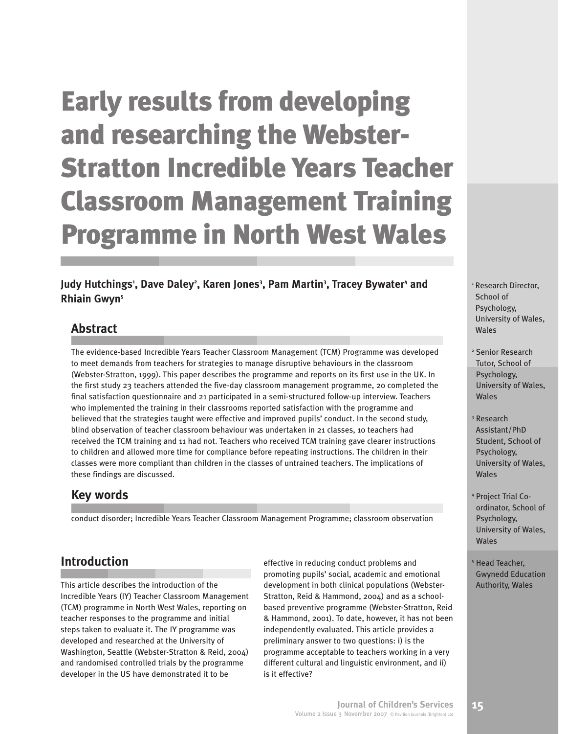# Early results from developing and researching the Webster-Stratton Incredible Years Teacher Classroom Management Training Programme in North West Wales

**Judy Hutchings[1], Dave Daley[2], Karen Jones[3], Pam Martin[3], Tracey Bywater[4] and Rhiain Gwyn[5]**

[1] Research Director, School of Psychology, University of Wales, Wales

[2] Senior Research Tutor, School of Psychology, University of Wales, Wales

[3] Research Assistant/PhD Student, School of Psychology, University of Wales, Wales

[4] Project Trial Co-ordinator, School of Psychology, University of Wales, Wales

[5] Head Teacher, Gwynedd Education Authority, Wales

## Abstract

The evidence-based Incredible Years Teacher Classroom Management (TCM) Programme was developed to meet demands from teachers for strategies to manage disruptive behaviours in the classroom (Webster-Stratton, 1999). This paper describes the programme and reports on its first use in the UK. In the first study 23 teachers attended the five-day classroom management programme, 20 completed the final satisfaction questionnaire and 21 participated in a semi-structured follow-up interview. Teachers who implemented the training in their classrooms reported satisfaction with the programme and believed that the strategies taught were effective and improved pupils' conduct. In the second study, blind observation of teacher classroom behaviour was undertaken in 21 classes, 10 teachers had received the TCM training and 11 had not. Teachers who received TCM training gave clearer instructions to children and allowed more time for compliance before repeating instructions. The children in their classes were more compliant than children in the classes of untrained teachers. The implications of these findings are discussed.

## Key words

conduct disorder; Incredible Years Teacher Classroom Management Programme; classroom observation

## Introduction

This article describes the introduction of the Incredible Years (IY) Teacher Classroom Management (TCM) programme in North West Wales, reporting on teacher responses to the programme and initial steps taken to evaluate it. The IY programme was developed and researched at the University of Washington, Seattle (Webster-Stratton & Reid, 2004) and randomised controlled trials by the programme developer in the US have demonstrated it to be effective in reducing conduct problems and promoting pupils' social, academic and emotional development in both clinical populations (Webster-Stratton, Reid & Hammond, 2004) and as a school-based preventive programme (Webster-Stratton, Reid & Hammond, 2001). To date, however, it has not been independently evaluated. This article provides a preliminary answer to two questions: i) is the programme acceptable to teachers working in a very different cultural and linguistic environment, and ii) is it effective?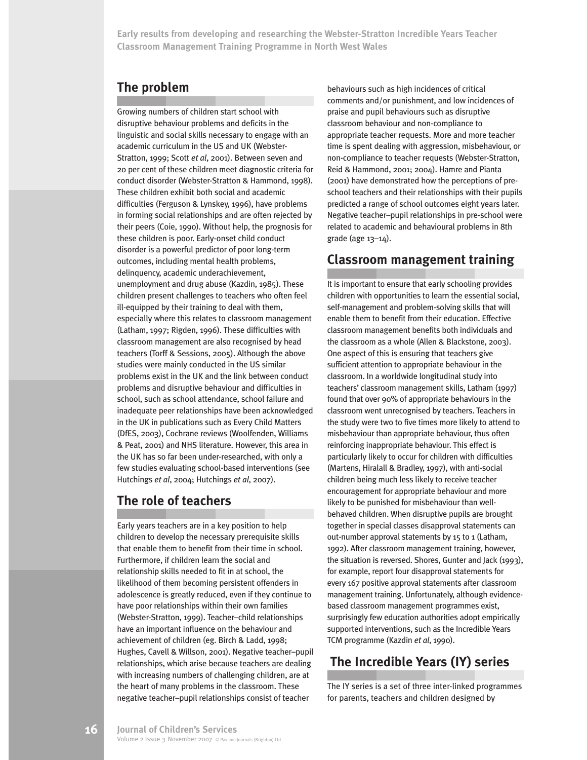## The problem

Growing numbers of children start school with disruptive behaviour problems and deficits in the linguistic and social skills necessary to engage with an academic curriculum in the US and UK (Webster-Stratton, 1999; Scott *et al*, 2001). Between seven and 20 per cent of these children meet diagnostic criteria for conduct disorder (Webster-Stratton & Hammond, 1998). These children exhibit both social and academic difficulties (Ferguson & Lynskey, 1996), have problems in forming social relationships and are often rejected by their peers (Coie, 1990). Without help, the prognosis for these children is poor. Early-onset child conduct disorder is a powerful predictor of poor long-term outcomes, including mental health problems, delinquency, academic underachievement, unemployment and drug abuse (Kazdin, 1985). These children present challenges to teachers who often feel ill-equipped by their training to deal with them, especially where this relates to classroom management (Latham, 1997; Rigden, 1996). These difficulties with classroom management are also recognised by head teachers (Torff & Sessions, 2005). Although the above studies were mainly conducted in the US similar problems exist in the UK and the link between conduct problems and disruptive behaviour and difficulties in school, such as school attendance, school failure and inadequate peer relationships have been acknowledged in the UK in publications such as Every Child Matters (DfES, 2003), Cochrane reviews (Woolfenden, Williams & Peat, 2001) and NHS literature. However, this area in the UK has so far been under-researched, with only a few studies evaluating school-based interventions (see Hutchings *et al*, 2004; Hutchings *et al*, 2007).

## The role of teachers

Early years teachers are in a key position to help children to develop the necessary prerequisite skills that enable them to benefit from their time in school. Furthermore, if children learn the social and relationship skills needed to fit in at school, the likelihood of them becoming persistent offenders in adolescence is greatly reduced, even if they continue to have poor relationships within their own families (Webster-Stratton, 1999). Teacher–child relationships have an important influence on the behaviour and achievement of children (eg. Birch & Ladd, 1998; Hughes, Cavell & Willson, 2001). Negative teacher–pupil relationships, which arise because teachers are dealing with increasing numbers of challenging children, are at the heart of many problems in the classroom. These negative teacher–pupil relationships consist of teacher behaviours such as high incidences of critical comments and/or punishment, and low incidences of praise and pupil behaviours such as disruptive classroom behaviour and non-compliance to appropriate teacher requests. More and more teacher time is spent dealing with aggression, misbehaviour, or non-compliance to teacher requests (Webster-Stratton, Reid & Hammond, 2001; 2004). Hamre and Pianta (2001) have demonstrated how the perceptions of pre-school teachers and their relationships with their pupils predicted a range of school outcomes eight years later. Negative teacher–pupil relationships in pre-school were related to academic and behavioural problems in 8th grade (age 13–14).

## Classroom management training

It is important to ensure that early schooling provides children with opportunities to learn the essential social, self-management and problem-solving skills that will enable them to benefit from their education. Effective classroom management benefits both individuals and the classroom as a whole (Allen & Blackstone, 2003). One aspect of this is ensuring that teachers give sufficient attention to appropriate behaviour in the classroom. In a worldwide longitudinal study into teachers' classroom management skills, Latham (1997) found that over 90% of appropriate behaviours in the classroom went unrecognised by teachers. Teachers in the study were two to five times more likely to attend to misbehaviour than appropriate behaviour, thus often reinforcing inappropriate behaviour. This effect is particularly likely to occur for children with difficulties (Martens, Hiralall & Bradley, 1997), with anti-social children being much less likely to receive teacher encouragement for appropriate behaviour and more likely to be punished for misbehaviour than well-behaved children. When disruptive pupils are brought together in special classes disapproval statements can out-number approval statements by 15 to 1 (Latham, 1992). After classroom management training, however, the situation is reversed. Shores, Gunter and Jack (1993), for example, report four disapproval statements for every 167 positive approval statements after classroom management training. Unfortunately, although evidence-based classroom management programmes exist, surprisingly few education authorities adopt empirically supported interventions, such as the Incredible Years TCM programme (Kazdin *et al*, 1990).

## The Incredible Years (IY) series

The IY series is a set of three inter-linked programmes for parents, teachers and children designed by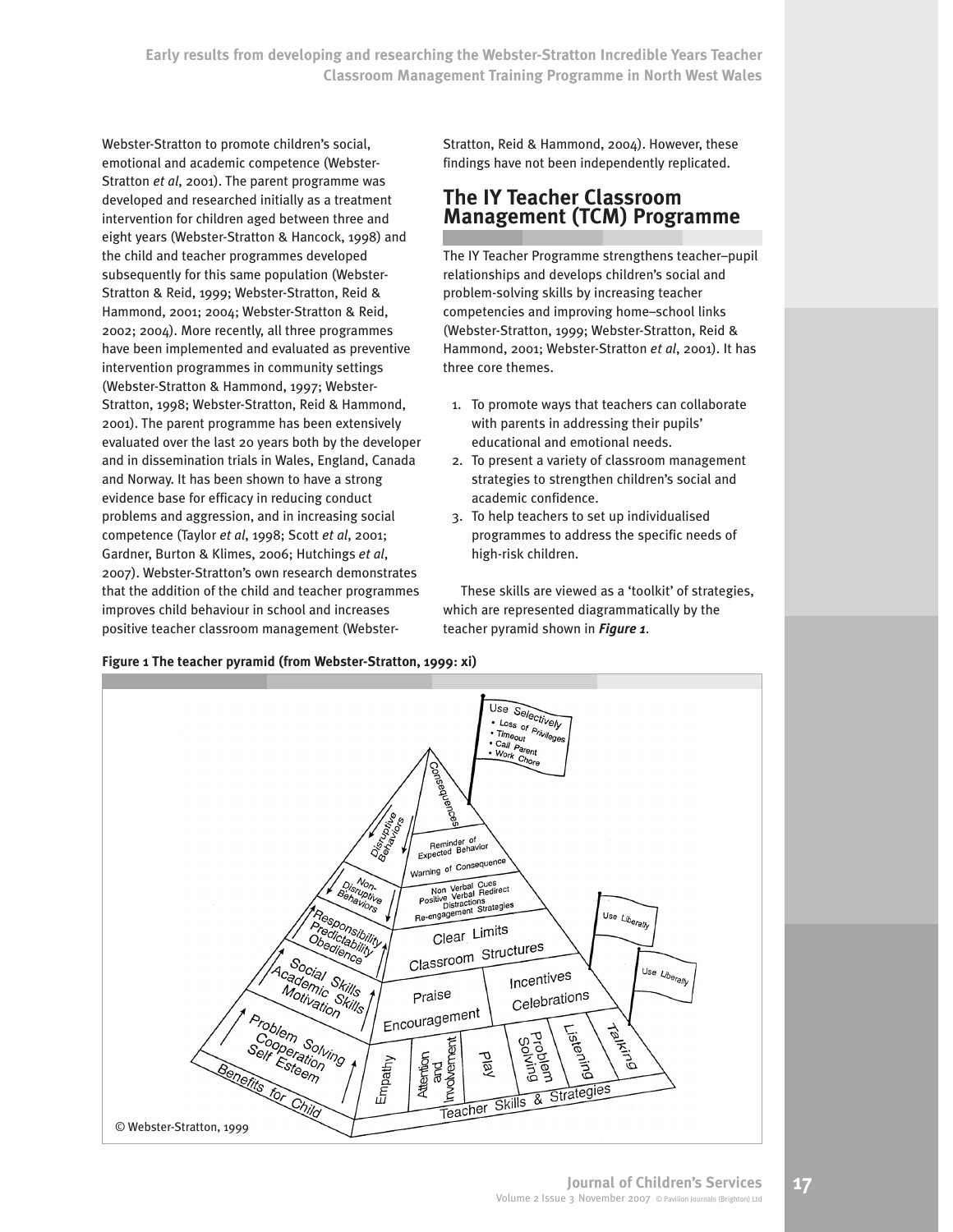Webster-Stratton to promote children's social, emotional and academic competence (Webster-Stratton *et al*, 2001). The parent programme was developed and researched initially as a treatment intervention for children aged between three and eight years (Webster-Stratton & Hancock, 1998) and the child and teacher programmes developed subsequently for this same population (Webster-Stratton & Reid, 1999; Webster-Stratton, Reid & Hammond, 2001; 2004; Webster-Stratton & Reid, 2002; 2004). More recently, all three programmes have been implemented and evaluated as preventive intervention programmes in community settings (Webster-Stratton & Hammond, 1997; Webster-Stratton, 1998; Webster-Stratton, Reid & Hammond, 2001). The parent programme has been extensively evaluated over the last 20 years both by the developer and in dissemination trials in Wales, England, Canada and Norway. It has been shown to have a strong evidence base for efficacy in reducing conduct problems and aggression, and in increasing social competence (Taylor *et al*, 1998; Scott *et al*, 2001; Gardner, Burton & Klimes, 2006; Hutchings *et al*, 2007). Webster-Stratton's own research demonstrates that the addition of the child and teacher programmes improves child behaviour in school and increases positive teacher classroom management (Webster-Stratton, Reid & Hammond, 2004). However, these findings have not been independently replicated.

## The IY Teacher Classroom Management (TCM) Programme

The IY Teacher Programme strengthens teacher–pupil relationships and develops children's social and problem-solving skills by increasing teacher competencies and improving home–school links (Webster-Stratton, 1999; Webster-Stratton, Reid & Hammond, 2001; Webster-Stratton *et al*, 2001). It has three core themes.

1. To promote ways that teachers can collaborate with parents in addressing their pupils' educational and emotional needs.
2. To present a variety of classroom management strategies to strengthen children's social and academic confidence.
3. To help teachers to set up individualised programmes to address the specific needs of high-risk children.

These skills are viewed as a 'toolkit' of strategies, which are represented diagrammatically by the teacher pyramid shown in ***Figure 1***.

**Figure 1 The teacher pyramid (from Webster-Stratton, 1999: xi)**

Use Selectively
- Loss of Privileges
- Timeout
- Call Parent
- Work Chore

Consequences

Disruptive Behaviors

Reminder of Expected Behavior

Warning of Consequence

Non-Disruptive Behaviors

Non Verbal Cues
Positive Verbal Redirect
Distractions
Re-engagement Strategies

Responsibility
Predictability
Obedience

Clear Limits
Classroom Structures

Use Liberally

Social Skills
Academic Skills
Motivation

Praise
Encouragement

Incentives
Celebrations

Use Liberally

Problem Solving
Cooperation
Self Esteem

Empathy | Attention and Involvement | Play | Problem Solving | Listening | Talking

Benefits for Child

Teacher Skills & Strategies

© Webster-Stratton, 1999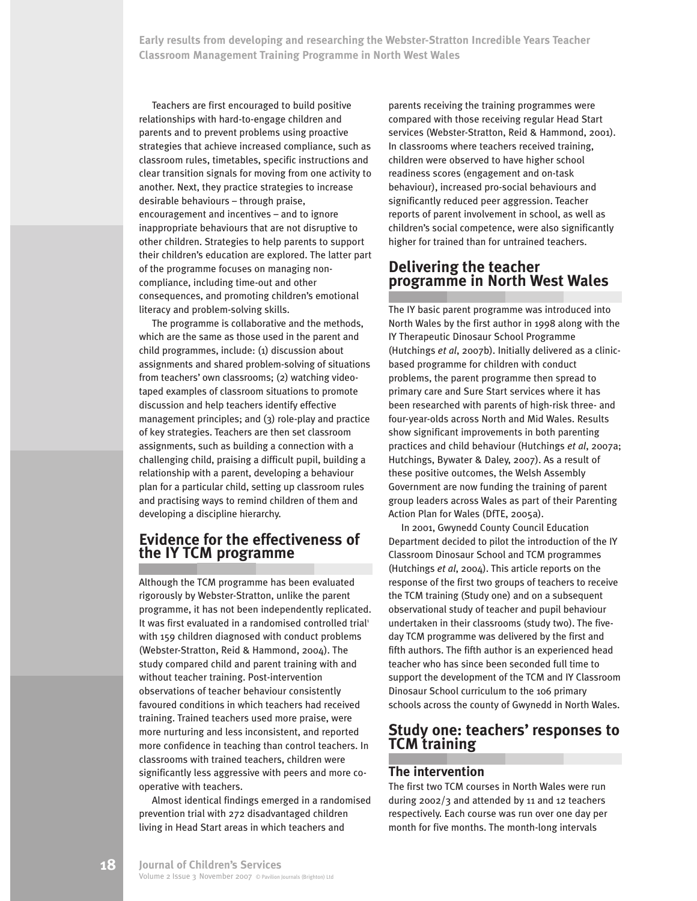Teachers are first encouraged to build positive relationships with hard-to-engage children and parents and to prevent problems using proactive strategies that achieve increased compliance, such as classroom rules, timetables, specific instructions and clear transition signals for moving from one activity to another. Next, they practice strategies to increase desirable behaviours – through praise, encouragement and incentives – and to ignore inappropriate behaviours that are not disruptive to other children. Strategies to help parents to support their children's education are explored. The latter part of the programme focuses on managing non-compliance, including time-out and other consequences, and promoting children's emotional literacy and problem-solving skills.

The programme is collaborative and the methods, which are the same as those used in the parent and child programmes, include: (1) discussion about assignments and shared problem-solving of situations from teachers' own classrooms; (2) watching video-taped examples of classroom situations to promote discussion and help teachers identify effective management principles; and (3) role-play and practice of key strategies. Teachers are then set classroom assignments, such as building a connection with a challenging child, praising a difficult pupil, building a relationship with a parent, developing a behaviour plan for a particular child, setting up classroom rules and practising ways to remind children of them and developing a discipline hierarchy.

## Evidence for the effectiveness of the IY TCM programme

Although the TCM programme has been evaluated rigorously by Webster-Stratton, unlike the parent programme, it has not been independently replicated. It was first evaluated in a randomised controlled trial[1] with 159 children diagnosed with conduct problems (Webster-Stratton, Reid & Hammond, 2004). The study compared child and parent training with and without teacher training. Post-intervention observations of teacher behaviour consistently favoured conditions in which teachers had received training. Trained teachers used more praise, were more nurturing and less inconsistent, and reported more confidence in teaching than control teachers. In classrooms with trained teachers, children were significantly less aggressive with peers and more co-operative with teachers.

Almost identical findings emerged in a randomised prevention trial with 272 disadvantaged children living in Head Start areas in which teachers and parents receiving the training programmes were compared with those receiving regular Head Start services (Webster-Stratton, Reid & Hammond, 2001). In classrooms where teachers received training, children were observed to have higher school readiness scores (engagement and on-task behaviour), increased pro-social behaviours and significantly reduced peer aggression. Teacher reports of parent involvement in school, as well as children's social competence, were also significantly higher for trained than for untrained teachers.

## Delivering the teacher programme in North West Wales

The IY basic parent programme was introduced into North Wales by the first author in 1998 along with the IY Therapeutic Dinosaur School Programme (Hutchings *et al*, 2007b). Initially delivered as a clinic-based programme for children with conduct problems, the parent programme then spread to primary care and Sure Start services where it has been researched with parents of high-risk three- and four-year-olds across North and Mid Wales. Results show significant improvements in both parenting practices and child behaviour (Hutchings *et al*, 2007a; Hutchings, Bywater & Daley, 2007). As a result of these positive outcomes, the Welsh Assembly Government are now funding the training of parent group leaders across Wales as part of their Parenting Action Plan for Wales (DfTE, 2005a).

In 2001, Gwynedd County Council Education Department decided to pilot the introduction of the IY Classroom Dinosaur School and TCM programmes (Hutchings *et al*, 2004). This article reports on the response of the first two groups of teachers to receive the TCM training (Study one) and on a subsequent observational study of teacher and pupil behaviour undertaken in their classrooms (study two). The five-day TCM programme was delivered by the first and fifth authors. The fifth author is an experienced head teacher who has since been seconded full time to support the development of the TCM and IY Classroom Dinosaur School curriculum to the 106 primary schools across the county of Gwynedd in North Wales.

## Study one: teachers' responses to TCM training

### The intervention

The first two TCM courses in North Wales were run during 2002/3 and attended by 11 and 12 teachers respectively. Each course was run over one day per month for five months. The month-long intervals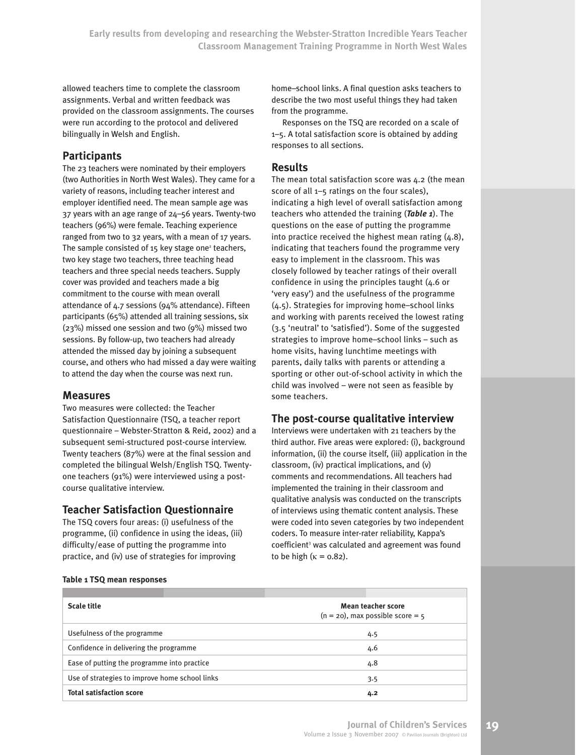allowed teachers time to complete the classroom assignments. Verbal and written feedback was provided on the classroom assignments. The courses were run according to the protocol and delivered bilingually in Welsh and English.

## Participants

The 23 teachers were nominated by their employers (two Authorities in North West Wales). They came for a variety of reasons, including teacher interest and employer identified need. The mean sample age was 37 years with an age range of 24–56 years. Twenty-two teachers (96%) were female. Teaching experience ranged from two to 32 years, with a mean of 17 years. The sample consisted of 15 key stage one[2] teachers, two key stage two teachers, three teaching head teachers and three special needs teachers. Supply cover was provided and teachers made a big commitment to the course with mean overall attendance of 4.7 sessions (94% attendance). Fifteen participants (65%) attended all training sessions, six (23%) missed one session and two (9%) missed two sessions. By follow-up, two teachers had already attended the missed day by joining a subsequent course, and others who had missed a day were waiting to attend the day when the course was next run.

## Measures

Two measures were collected: the Teacher Satisfaction Questionnaire (TSQ, a teacher report questionnaire – Webster-Stratton & Reid, 2002) and a subsequent semi-structured post-course interview. Twenty teachers (87%) were at the final session and completed the bilingual Welsh/English TSQ. Twenty-one teachers (91%) were interviewed using a post-course qualitative interview.

## Teacher Satisfaction Questionnaire

The TSQ covers four areas: (i) usefulness of the programme, (ii) confidence in using the ideas, (iii) difficulty/ease of putting the programme into practice, and (iv) use of strategies for improving home–school links. A final question asks teachers to describe the two most useful things they had taken from the programme.

Responses on the TSQ are recorded on a scale of 1–5. A total satisfaction score is obtained by adding responses to all sections.

## Results

The mean total satisfaction score was 4.2 (the mean score of all 1–5 ratings on the four scales), indicating a high level of overall satisfaction among teachers who attended the training (***Table 1***). The questions on the ease of putting the programme into practice received the highest mean rating (4.8), indicating that teachers found the programme very easy to implement in the classroom. This was closely followed by teacher ratings of their overall confidence in using the principles taught (4.6 or 'very easy') and the usefulness of the programme (4.5). Strategies for improving home–school links and working with parents received the lowest rating (3.5 'neutral' to 'satisfied'). Some of the suggested strategies to improve home–school links – such as home visits, having lunchtime meetings with parents, daily talks with parents or attending a sporting or other out-of-school activity in which the child was involved – were not seen as feasible by some teachers.

## The post-course qualitative interview

Interviews were undertaken with 21 teachers by the third author. Five areas were explored: (i), background information, (ii) the course itself, (iii) application in the classroom, (iv) practical implications, and (v) comments and recommendations. All teachers had implemented the training in their classroom and qualitative analysis was conducted on the transcripts of interviews using thematic content analysis. These were coded into seven categories by two independent coders. To measure inter-rater reliability, Kappa's coefficient[3] was calculated and agreement was found to be high ($\kappa = 0.82$).

**Table 1 TSQ mean responses**

| Scale title | Mean teacher score (n = 20), max possible score = 5 |
|---|---|
| Usefulness of the programme | 4.5 |
| Confidence in delivering the programme | 4.6 |
| Ease of putting the programme into practice | 4.8 |
| Use of strategies to improve home school links | 3.5 |
| **Total satisfaction score** | **4.2** |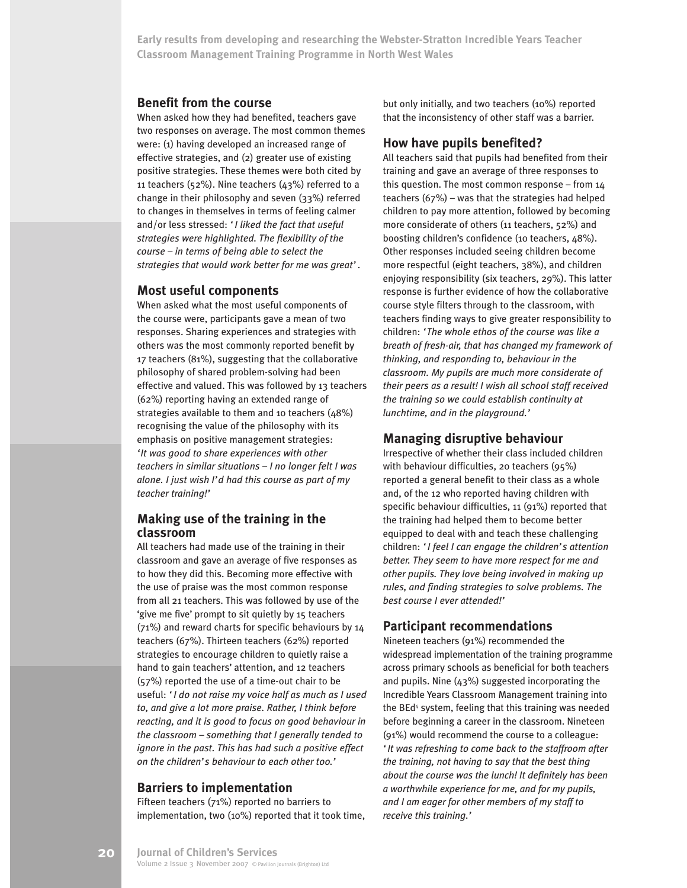## Benefit from the course

When asked how they had benefited, teachers gave two responses on average. The most common themes were: (1) having developed an increased range of effective strategies, and (2) greater use of existing positive strategies. These themes were both cited by 11 teachers (52%). Nine teachers (43%) referred to a change in their philosophy and seven (33%) referred to changes in themselves in terms of feeling calmer and/or less stressed: '*I liked the fact that useful strategies were highlighted. The flexibility of the course – in terms of being able to select the strategies that would work better for me was great*'.

## Most useful components

When asked what the most useful components of the course were, participants gave a mean of two responses. Sharing experiences and strategies with others was the most commonly reported benefit by 17 teachers (81%), suggesting that the collaborative philosophy of shared problem-solving had been effective and valued. This was followed by 13 teachers (62%) reporting having an extended range of strategies available to them and 10 teachers (48%) recognising the value of the philosophy with its emphasis on positive management strategies: '*It was good to share experiences with other teachers in similar situations – I no longer felt I was alone. I just wish I'd had this course as part of my teacher training!*'

## Making use of the training in the classroom

All teachers had made use of the training in their classroom and gave an average of five responses as to how they did this. Becoming more effective with the use of praise was the most common response from all 21 teachers. This was followed by use of the 'give me five' prompt to sit quietly by 15 teachers (71%) and reward charts for specific behaviours by 14 teachers (67%). Thirteen teachers (62%) reported strategies to encourage children to quietly raise a hand to gain teachers' attention, and 12 teachers (57%) reported the use of a time-out chair to be useful: '*I do not raise my voice half as much as I used to, and give a lot more praise. Rather, I think before reacting, and it is good to focus on good behaviour in the classroom – something that I generally tended to ignore in the past. This has had such a positive effect on the children's behaviour to each other too.*'

## Barriers to implementation

Fifteen teachers (71%) reported no barriers to implementation, two (10%) reported that it took time, but only initially, and two teachers (10%) reported that the inconsistency of other staff was a barrier.

## How have pupils benefited?

All teachers said that pupils had benefited from their training and gave an average of three responses to this question. The most common response – from 14 teachers (67%) – was that the strategies had helped children to pay more attention, followed by becoming more considerate of others (11 teachers, 52%) and boosting children's confidence (10 teachers, 48%). Other responses included seeing children become more respectful (eight teachers, 38%), and children enjoying responsibility (six teachers, 29%). This latter response is further evidence of how the collaborative course style filters through to the classroom, with teachers finding ways to give greater responsibility to children: '*The whole ethos of the course was like a breath of fresh-air, that has changed my framework of thinking, and responding to, behaviour in the classroom. My pupils are much more considerate of their peers as a result! I wish all school staff received the training so we could establish continuity at lunchtime, and in the playground.*'

## Managing disruptive behaviour

Irrespective of whether their class included children with behaviour difficulties, 20 teachers (95%) reported a general benefit to their class as a whole and, of the 12 who reported having children with specific behaviour difficulties, 11 (91%) reported that the training had helped them to become better equipped to deal with and teach these challenging children: '*I feel I can engage the children's attention better. They seem to have more respect for me and other pupils. They love being involved in making up rules, and finding strategies to solve problems. The best course I ever attended!*'

## Participant recommendations

Nineteen teachers (91%) recommended the widespread implementation of the training programme across primary schools as beneficial for both teachers and pupils. Nine (43%) suggested incorporating the Incredible Years Classroom Management training into the BEd[4] system, feeling that this training was needed before beginning a career in the classroom. Nineteen (91%) would recommend the course to a colleague: '*It was refreshing to come back to the staffroom after the training, not having to say that the best thing about the course was the lunch! It definitely has been a worthwhile experience for me, and for my pupils, and I am eager for other members of my staff to receive this training.*'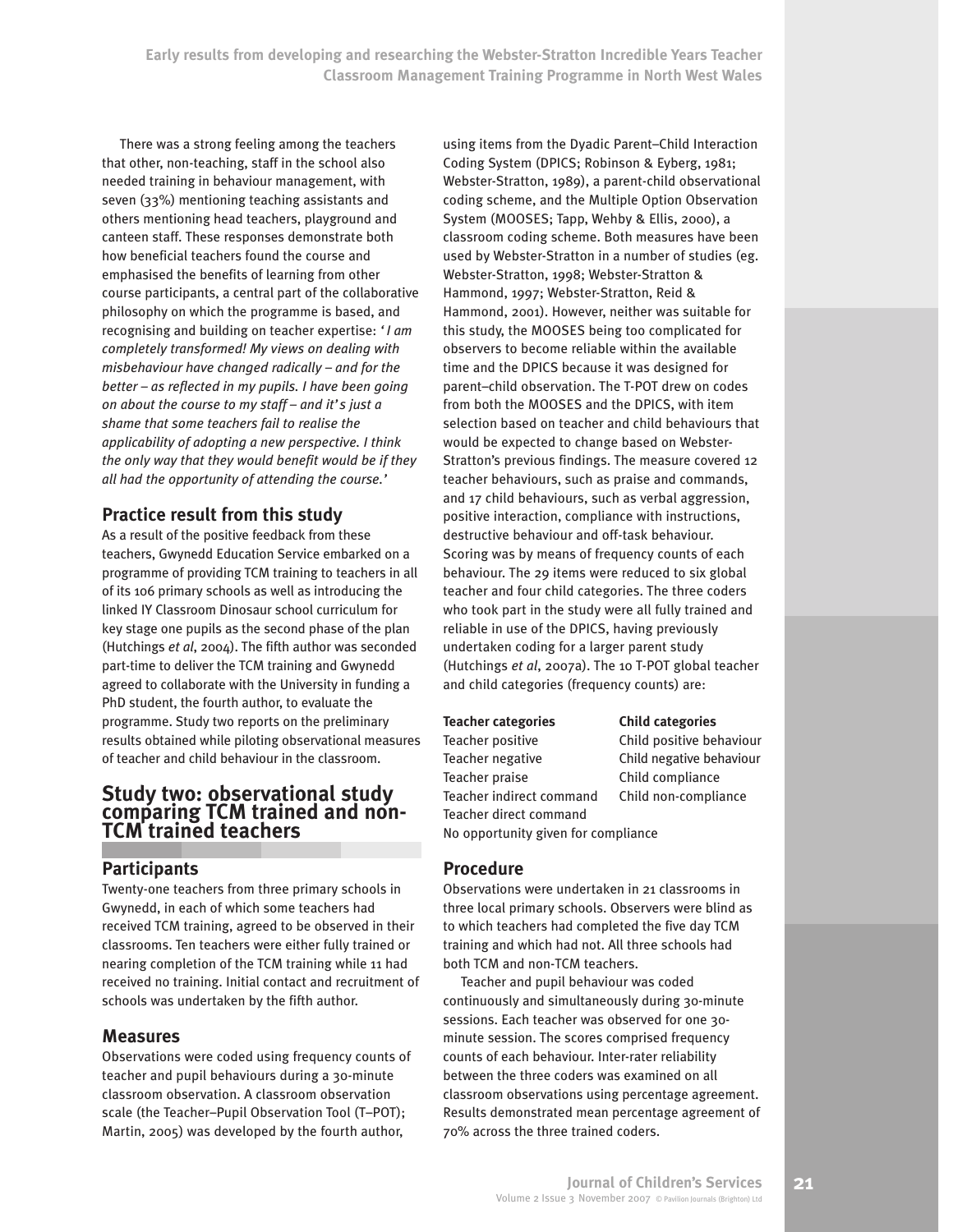There was a strong feeling among the teachers that other, non-teaching, staff in the school also needed training in behaviour management, with seven (33%) mentioning teaching assistants and others mentioning head teachers, playground and canteen staff. These responses demonstrate both how beneficial teachers found the course and emphasised the benefits of learning from other course participants, a central part of the collaborative philosophy on which the programme is based, and recognising and building on teacher expertise: '*I am completely transformed! My views on dealing with misbehaviour have changed radically – and for the better – as reflected in my pupils. I have been going on about the course to my staff – and it's just a shame that some teachers fail to realise the applicability of adopting a new perspective. I think the only way that they would benefit would be if they all had the opportunity of attending the course.*'

### Practice result from this study

As a result of the positive feedback from these teachers, Gwynedd Education Service embarked on a programme of providing TCM training to teachers in all of its 106 primary schools as well as introducing the linked IY Classroom Dinosaur school curriculum for key stage one pupils as the second phase of the plan (Hutchings *et al*, 2004). The fifth author was seconded part-time to deliver the TCM training and Gwynedd agreed to collaborate with the University in funding a PhD student, the fourth author, to evaluate the programme. Study two reports on the preliminary results obtained while piloting observational measures of teacher and child behaviour in the classroom.

## Study two: observational study comparing TCM trained and non-TCM trained teachers

### Participants

Twenty-one teachers from three primary schools in Gwynedd, in each of which some teachers had received TCM training, agreed to be observed in their classrooms. Ten teachers were either fully trained or nearing completion of the TCM training while 11 had received no training. Initial contact and recruitment of schools was undertaken by the fifth author.

### Measures

Observations were coded using frequency counts of teacher and pupil behaviours during a 30-minute classroom observation. A classroom observation scale (the Teacher–Pupil Observation Tool (T–POT); Martin, 2005) was developed by the fourth author, using items from the Dyadic Parent–Child Interaction Coding System (DPICS; Robinson & Eyberg, 1981; Webster-Stratton, 1989), a parent-child observational coding scheme, and the Multiple Option Observation System (MOOSES; Tapp, Wehby & Ellis, 2000), a classroom coding scheme. Both measures have been used by Webster-Stratton in a number of studies (eg. Webster-Stratton, 1998; Webster-Stratton & Hammond, 1997; Webster-Stratton, Reid & Hammond, 2001). However, neither was suitable for this study, the MOOSES being too complicated for observers to become reliable within the available time and the DPICS because it was designed for parent–child observation. The T-POT drew on codes from both the MOOSES and the DPICS, with item selection based on teacher and child behaviours that would be expected to change based on Webster-Stratton's previous findings. The measure covered 12 teacher behaviours, such as praise and commands, and 17 child behaviours, such as verbal aggression, positive interaction, compliance with instructions, destructive behaviour and off-task behaviour. Scoring was by means of frequency counts of each behaviour. The 29 items were reduced to six global teacher and four child categories. The three coders who took part in the study were all fully trained and reliable in use of the DPICS, having previously undertaken coding for a larger parent study (Hutchings *et al*, 2007a). The 10 T-POT global teacher and child categories (frequency counts) are:

| Teacher categories | Child categories |
|---|---|
| Teacher positive | Child positive behaviour |
| Teacher negative | Child negative behaviour |
| Teacher praise | Child compliance |
| Teacher indirect command | Child non-compliance |
| Teacher direct command | |
| No opportunity given for compliance | |

### Procedure

Observations were undertaken in 21 classrooms in three local primary schools. Observers were blind as to which teachers had completed the five day TCM training and which had not. All three schools had both TCM and non-TCM teachers.

Teacher and pupil behaviour was coded continuously and simultaneously during 30-minute sessions. Each teacher was observed for one 30-minute session. The scores comprised frequency counts of each behaviour. Inter-rater reliability between the three coders was examined on all classroom observations using percentage agreement. Results demonstrated mean percentage agreement of 70% across the three trained coders.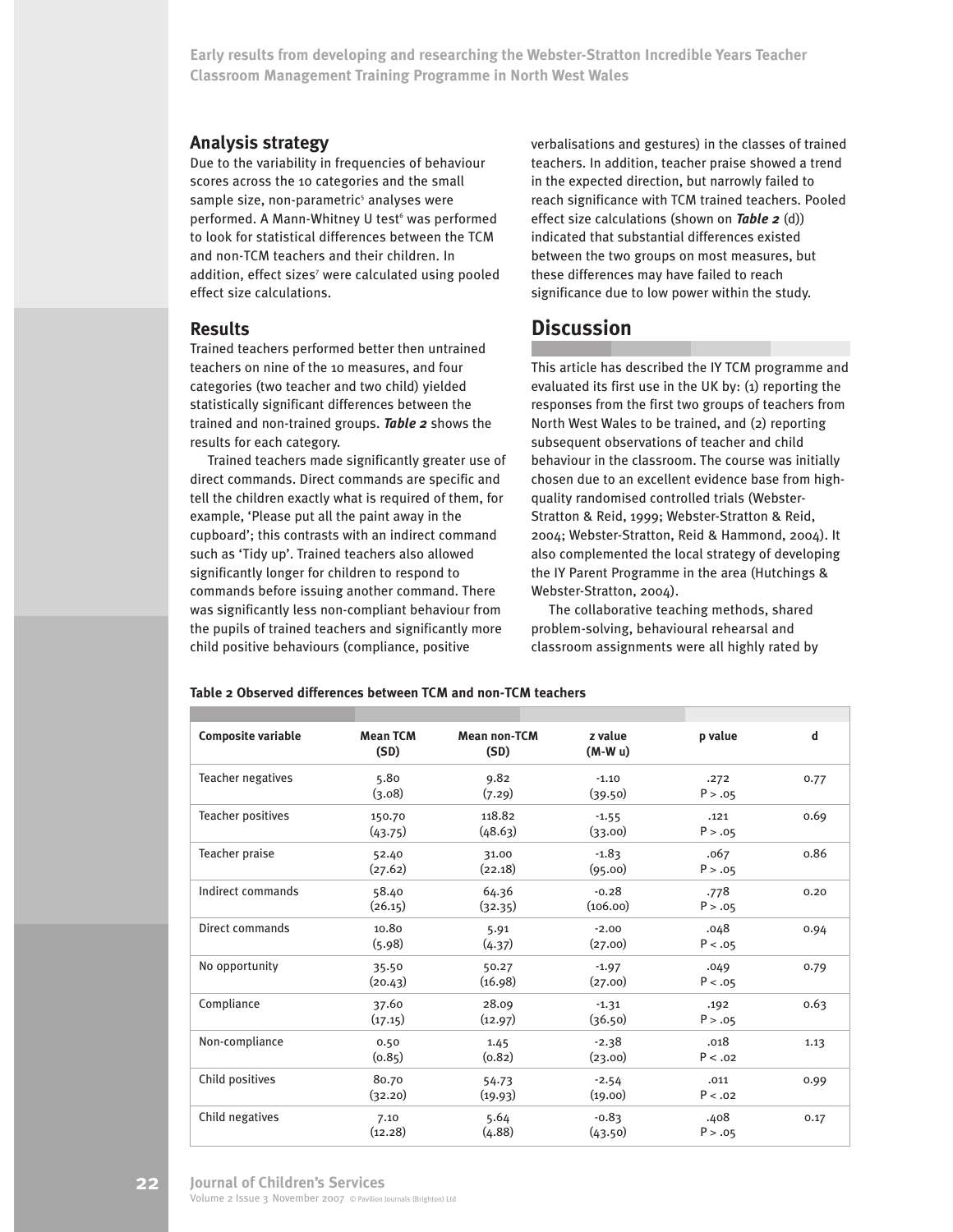## Analysis strategy

Due to the variability in frequencies of behaviour scores across the 10 categories and the small sample size, non-parametric[5] analyses were performed. A Mann-Whitney U test[6] was performed to look for statistical differences between the TCM and non-TCM teachers and their children. In addition, effect sizes[7] were calculated using pooled effect size calculations.

## Results

Trained teachers performed better then untrained teachers on nine of the 10 measures, and four categories (two teacher and two child) yielded statistically significant differences between the trained and non-trained groups. ***Table 2*** shows the results for each category.

Trained teachers made significantly greater use of direct commands. Direct commands are specific and tell the children exactly what is required of them, for example, 'Please put all the paint away in the cupboard'; this contrasts with an indirect command such as 'Tidy up'. Trained teachers also allowed significantly longer for children to respond to commands before issuing another command. There was significantly less non-compliant behaviour from the pupils of trained teachers and significantly more child positive behaviours (compliance, positive verbalisations and gestures) in the classes of trained teachers. In addition, teacher praise showed a trend in the expected direction, but narrowly failed to reach significance with TCM trained teachers. Pooled effect size calculations (shown on ***Table 2*** (d)) indicated that substantial differences existed between the two groups on most measures, but these differences may have failed to reach significance due to low power within the study.

## Discussion

This article has described the IY TCM programme and evaluated its first use in the UK by: (1) reporting the responses from the first two groups of teachers from North West Wales to be trained, and (2) reporting subsequent observations of teacher and child behaviour in the classroom. The course was initially chosen due to an excellent evidence base from high-quality randomised controlled trials (Webster-Stratton & Reid, 1999; Webster-Stratton & Reid, 2004; Webster-Stratton, Reid & Hammond, 2004). It also complemented the local strategy of developing the IY Parent Programme in the area (Hutchings & Webster-Stratton, 2004).

The collaborative teaching methods, shared problem-solving, behavioural rehearsal and classroom assignments were all highly rated by

**Table 2 Observed differences between TCM and non-TCM teachers**

| Composite variable | Mean TCM (SD) | Mean non-TCM (SD) | z value (M-W u) | p value | d |
|---|---|---|---|---|---|
| Teacher negatives | 5.80 (3.08) | 9.82 (7.29) | -1.10 (39.50) | .272 P > .05 | 0.77 |
| Teacher positives | 150.70 (43.75) | 118.82 (48.63) | -1.55 (33.00) | .121 P > .05 | 0.69 |
| Teacher praise | 52.40 (27.62) | 31.00 (22.18) | -1.83 (95.00) | .067 P > .05 | 0.86 |
| Indirect commands | 58.40 (26.15) | 64.36 (32.35) | -0.28 (106.00) | .778 P > .05 | 0.20 |
| Direct commands | 10.80 (5.98) | 5.91 (4.37) | -2.00 (27.00) | .048 P < .05 | 0.94 |
| No opportunity | 35.50 (20.43) | 50.27 (16.98) | -1.97 (27.00) | .049 P < .05 | 0.79 |
| Compliance | 37.60 (17.15) | 28.09 (12.97) | -1.31 (36.50) | .192 P > .05 | 0.63 |
| Non-compliance | 0.50 (0.85) | 1.45 (0.82) | -2.38 (23.00) | .018 P < .02 | 1.13 |
| Child positives | 80.70 (32.20) | 54.73 (19.93) | -2.54 (19.00) | .011 P < .02 | 0.99 |
| Child negatives | 7.10 (12.28) | 5.64 (4.88) | -0.83 (43.50) | .408 P > .05 | 0.17 |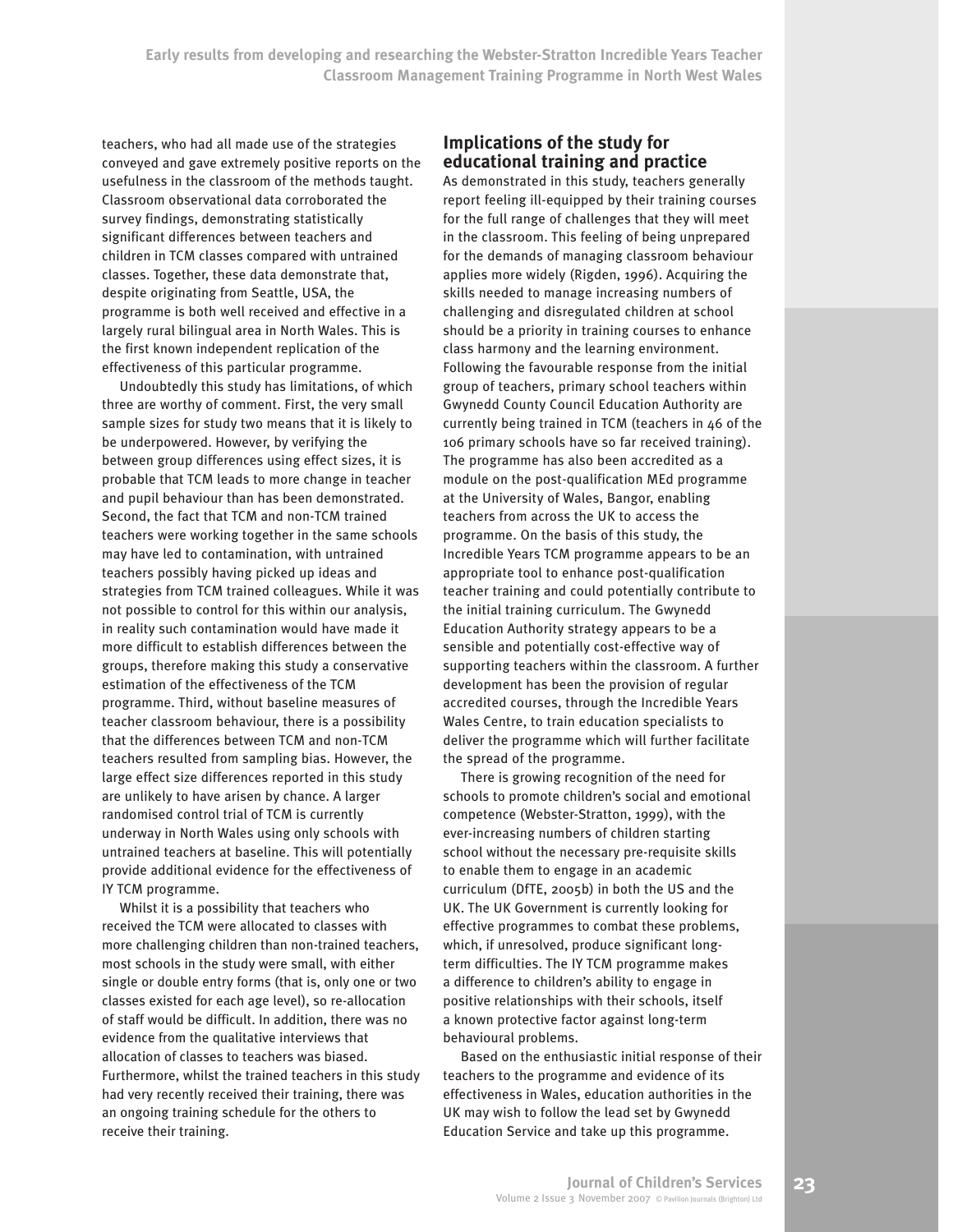teachers, who had all made use of the strategies conveyed and gave extremely positive reports on the usefulness in the classroom of the methods taught. Classroom observational data corroborated the survey findings, demonstrating statistically significant differences between teachers and children in TCM classes compared with untrained classes. Together, these data demonstrate that, despite originating from Seattle, USA, the programme is both well received and effective in a largely rural bilingual area in North Wales. This is the first known independent replication of the effectiveness of this particular programme.

Undoubtedly this study has limitations, of which three are worthy of comment. First, the very small sample sizes for study two means that it is likely to be underpowered. However, by verifying the between group differences using effect sizes, it is probable that TCM leads to more change in teacher and pupil behaviour than has been demonstrated. Second, the fact that TCM and non-TCM trained teachers were working together in the same schools may have led to contamination, with untrained teachers possibly having picked up ideas and strategies from TCM trained colleagues. While it was not possible to control for this within our analysis, in reality such contamination would have made it more difficult to establish differences between the groups, therefore making this study a conservative estimation of the effectiveness of the TCM programme. Third, without baseline measures of teacher classroom behaviour, there is a possibility that the differences between TCM and non-TCM teachers resulted from sampling bias. However, the large effect size differences reported in this study are unlikely to have arisen by chance. A larger randomised control trial of TCM is currently underway in North Wales using only schools with untrained teachers at baseline. This will potentially provide additional evidence for the effectiveness of IY TCM programme.

Whilst it is a possibility that teachers who received the TCM were allocated to classes with more challenging children than non-trained teachers, most schools in the study were small, with either single or double entry forms (that is, only one or two classes existed for each age level), so re-allocation of staff would be difficult. In addition, there was no evidence from the qualitative interviews that allocation of classes to teachers was biased. Furthermore, whilst the trained teachers in this study had very recently received their training, there was an ongoing training schedule for the others to receive their training.

## Implications of the study for educational training and practice

As demonstrated in this study, teachers generally report feeling ill-equipped by their training courses for the full range of challenges that they will meet in the classroom. This feeling of being unprepared for the demands of managing classroom behaviour applies more widely (Rigden, 1996). Acquiring the skills needed to manage increasing numbers of challenging and disregulated children at school should be a priority in training courses to enhance class harmony and the learning environment. Following the favourable response from the initial group of teachers, primary school teachers within Gwynedd County Council Education Authority are currently being trained in TCM (teachers in 46 of the 106 primary schools have so far received training). The programme has also been accredited as a module on the post-qualification MEd programme at the University of Wales, Bangor, enabling teachers from across the UK to access the programme. On the basis of this study, the Incredible Years TCM programme appears to be an appropriate tool to enhance post-qualification teacher training and could potentially contribute to the initial training curriculum. The Gwynedd Education Authority strategy appears to be a sensible and potentially cost-effective way of supporting teachers within the classroom. A further development has been the provision of regular accredited courses, through the Incredible Years Wales Centre, to train education specialists to deliver the programme which will further facilitate the spread of the programme.

There is growing recognition of the need for schools to promote children's social and emotional competence (Webster-Stratton, 1999), with the ever-increasing numbers of children starting school without the necessary pre-requisite skills to enable them to engage in an academic curriculum (DfTE, 2005b) in both the US and the UK. The UK Government is currently looking for effective programmes to combat these problems, which, if unresolved, produce significant long-term difficulties. The IY TCM programme makes a difference to children's ability to engage in positive relationships with their schools, itself a known protective factor against long-term behavioural problems.

Based on the enthusiastic initial response of their teachers to the programme and evidence of its effectiveness in Wales, education authorities in the UK may wish to follow the lead set by Gwynedd Education Service and take up this programme.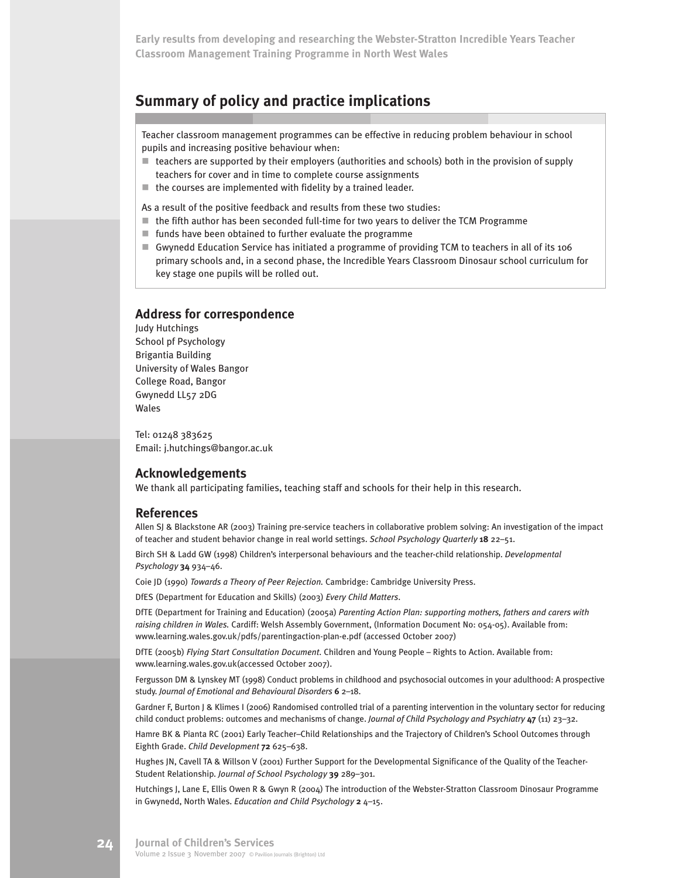## Summary of policy and practice implications

Teacher classroom management programmes can be effective in reducing problem behaviour in school pupils and increasing positive behaviour when:

- teachers are supported by their employers (authorities and schools) both in the provision of supply teachers for cover and in time to complete course assignments
- the courses are implemented with fidelity by a trained leader.

As a result of the positive feedback and results from these two studies:

- the fifth author has been seconded full-time for two years to deliver the TCM Programme
- funds have been obtained to further evaluate the programme
- Gwynedd Education Service has initiated a programme of providing TCM to teachers in all of its 106 primary schools and, in a second phase, the Incredible Years Classroom Dinosaur school curriculum for key stage one pupils will be rolled out.

### Address for correspondence

Judy Hutchings
School pf Psychology
Brigantia Building
University of Wales Bangor
College Road, Bangor
Gwynedd LL57 2DG
Wales

Tel: 01248 383625
Email: j.hutchings@bangor.ac.uk

### Acknowledgements

We thank all participating families, teaching staff and schools for their help in this research.

### References

Allen SJ & Blackstone AR (2003) Training pre-service teachers in collaborative problem solving: An investigation of the impact of teacher and student behavior change in real world settings. *School Psychology Quarterly* **18** 22–51.

Birch SH & Ladd GW (1998) Children's interpersonal behaviours and the teacher-child relationship. *Developmental Psychology* **34** 934–46.

Coie JD (1990) *Towards a Theory of Peer Rejection.* Cambridge: Cambridge University Press.

DfES (Department for Education and Skills) (2003) *Every Child Matters.*

DfTE (Department for Training and Education) (2005a) *Parenting Action Plan: supporting mothers, fathers and carers with raising children in Wales.* Cardiff: Welsh Assembly Government, (Information Document No: 054-05). Available from: www.learning.wales.gov.uk/pdfs/parentingaction-plan-e.pdf (accessed October 2007)

DfTE (2005b) *Flying Start Consultation Document.* Children and Young People – Rights to Action. Available from: www.learning.wales.gov.uk(accessed October 2007).

Fergusson DM & Lynskey MT (1998) Conduct problems in childhood and psychosocial outcomes in your adulthood: A prospective study. *Journal of Emotional and Behavioural Disorders* **6** 2–18.

Gardner F, Burton J & Klimes I (2006) Randomised controlled trial of a parenting intervention in the voluntary sector for reducing child conduct problems: outcomes and mechanisms of change. *Journal of Child Psychology and Psychiatry* **47** (11) 23–32.

Hamre BK & Pianta RC (2001) Early Teacher–Child Relationships and the Trajectory of Children's School Outcomes through Eighth Grade. *Child Development* **72** 625–638.

Hughes JN, Cavell TA & Willson V (2001) Further Support for the Developmental Significance of the Quality of the Teacher-Student Relationship. *Journal of School Psychology* **39** 289–301.

Hutchings J, Lane E, Ellis Owen R & Gwyn R (2004) The introduction of the Webster-Stratton Classroom Dinosaur Programme in Gwynedd, North Wales. *Education and Child Psychology* **2** 4–15.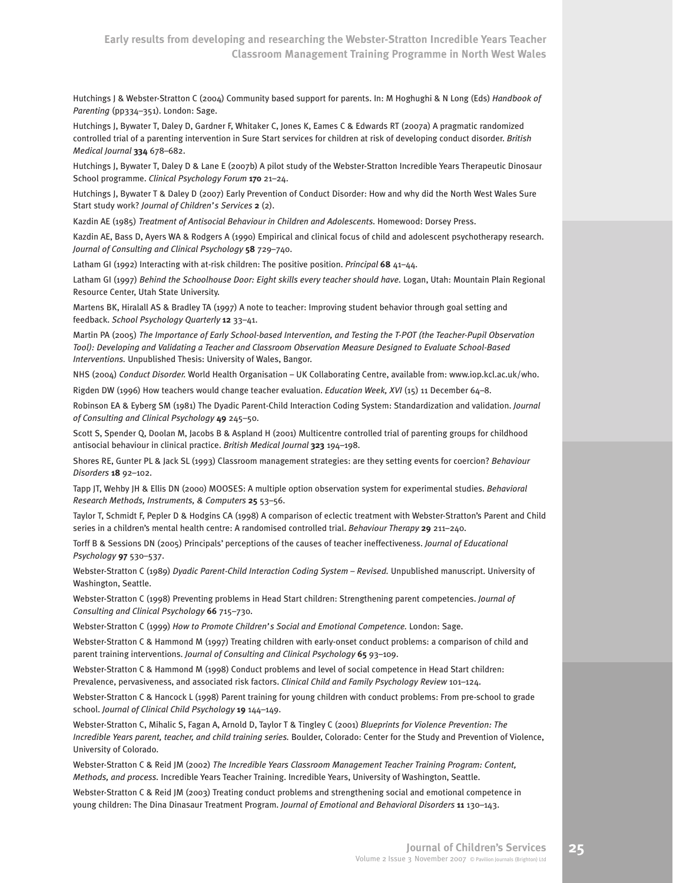Hutchings J & Webster-Stratton C (2004) Community based support for parents. In: M Hoghughi & N Long (Eds) *Handbook of Parenting* (pp334–351). London: Sage.

Hutchings J, Bywater T, Daley D, Gardner F, Whitaker C, Jones K, Eames C & Edwards RT (2007a) A pragmatic randomized controlled trial of a parenting intervention in Sure Start services for children at risk of developing conduct disorder. *British Medical Journal* **334** 678–682.

Hutchings J, Bywater T, Daley D & Lane E (2007b) A pilot study of the Webster-Stratton Incredible Years Therapeutic Dinosaur School programme. *Clinical Psychology Forum* **170** 21–24.

Hutchings J, Bywater T & Daley D (2007) Early Prevention of Conduct Disorder: How and why did the North West Wales Sure Start study work? *Journal of Children's Services* **2** (2).

Kazdin AE (1985) *Treatment of Antisocial Behaviour in Children and Adolescents.* Homewood: Dorsey Press.

Kazdin AE, Bass D, Ayers WA & Rodgers A (1990) Empirical and clinical focus of child and adolescent psychotherapy research. *Journal of Consulting and Clinical Psychology* **58** 729–740.

Latham GI (1992) Interacting with at-risk children: The positive position. *Principal* **68** 41–44.

Latham GI (1997) *Behind the Schoolhouse Door: Eight skills every teacher should have.* Logan, Utah: Mountain Plain Regional Resource Center, Utah State University.

Martens BK, Hiralall AS & Bradley TA (1997) A note to teacher: Improving student behavior through goal setting and feedback. *School Psychology Quarterly* **12** 33–41.

Martin PA (2005) *The Importance of Early School-based Intervention, and Testing the T-POT (the Teacher-Pupil Observation Tool): Developing and Validating a Teacher and Classroom Observation Measure Designed to Evaluate School-Based Interventions.* Unpublished Thesis: University of Wales, Bangor.

NHS (2004) *Conduct Disorder.* World Health Organisation – UK Collaborating Centre, available from: www.iop.kcl.ac.uk/who.

Rigden DW (1996) How teachers would change teacher evaluation. *Education Week, XVI* (15) 11 December 64–8.

Robinson EA & Eyberg SM (1981) The Dyadic Parent-Child Interaction Coding System: Standardization and validation. *Journal of Consulting and Clinical Psychology* **49** 245–50.

Scott S, Spender Q, Doolan M, Jacobs B & Aspland H (2001) Multicentre controlled trial of parenting groups for childhood antisocial behaviour in clinical practice. *British Medical Journal* **323** 194–198.

Shores RE, Gunter PL & Jack SL (1993) Classroom management strategies: are they setting events for coercion? *Behaviour Disorders* **18** 92–102.

Tapp JT, Wehby JH & Ellis DN (2000) MOOSES: A multiple option observation system for experimental studies. *Behavioral Research Methods, Instruments, & Computers* **25** 53–56.

Taylor T, Schmidt F, Pepler D & Hodgins CA (1998) A comparison of eclectic treatment with Webster-Stratton's Parent and Child series in a children's mental health centre: A randomised controlled trial. *Behaviour Therapy* **29** 211–240.

Torff B & Sessions DN (2005) Principals' perceptions of the causes of teacher ineffectiveness. *Journal of Educational Psychology* **97** 530–537.

Webster-Stratton C (1989) *Dyadic Parent-Child Interaction Coding System – Revised.* Unpublished manuscript. University of Washington, Seattle.

Webster-Stratton C (1998) Preventing problems in Head Start children: Strengthening parent competencies. *Journal of Consulting and Clinical Psychology* **66** 715–730.

Webster-Stratton C (1999) *How to Promote Children's Social and Emotional Competence.* London: Sage.

Webster-Stratton C & Hammond M (1997) Treating children with early-onset conduct problems: a comparison of child and parent training interventions. *Journal of Consulting and Clinical Psychology* **65** 93–109.

Webster-Stratton C & Hammond M (1998) Conduct problems and level of social competence in Head Start children: Prevalence, pervasiveness, and associated risk factors. *Clinical Child and Family Psychology Review* 101–124.

Webster-Stratton C & Hancock L (1998) Parent training for young children with conduct problems: From pre-school to grade school. *Journal of Clinical Child Psychology* **19** 144–149.

Webster-Stratton C, Mihalic S, Fagan A, Arnold D, Taylor T & Tingley C (2001) *Blueprints for Violence Prevention: The Incredible Years parent, teacher, and child training series.* Boulder, Colorado: Center for the Study and Prevention of Violence, University of Colorado.

Webster-Stratton C & Reid JM (2002) *The Incredible Years Classroom Management Teacher Training Program: Content, Methods, and process.* Incredible Years Teacher Training. Incredible Years, University of Washington, Seattle.

Webster-Stratton C & Reid JM (2003) Treating conduct problems and strengthening social and emotional competence in young children: The Dina Dinasaur Treatment Program. *Journal of Emotional and Behavioral Disorders* **11** 130–143.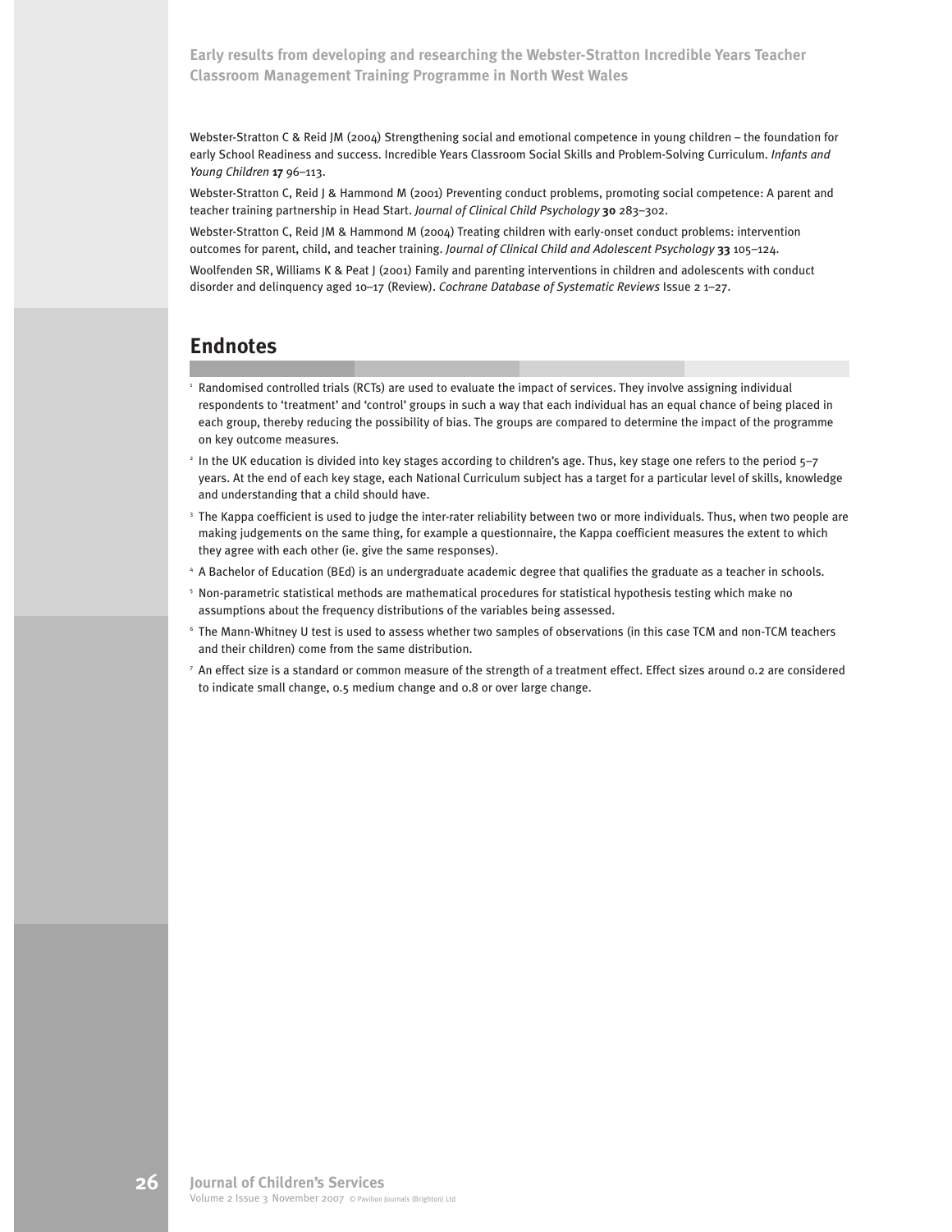Webster-Stratton C & Reid JM (2004) Strengthening social and emotional competence in young children – the foundation for early School Readiness and success. Incredible Years Classroom Social Skills and Problem-Solving Curriculum. *Infants and Young Children* **17** 96–113.

Webster-Stratton C, Reid J & Hammond M (2001) Preventing conduct problems, promoting social competence: A parent and teacher training partnership in Head Start. *Journal of Clinical Child Psychology* **30** 283–302.

Webster-Stratton C, Reid JM & Hammond M (2004) Treating children with early-onset conduct problems: intervention outcomes for parent, child, and teacher training. *Journal of Clinical Child and Adolescent Psychology* **33** 105–124.

Woolfenden SR, Williams K & Peat J (2001) Family and parenting interventions in children and adolescents with conduct disorder and delinquency aged 10–17 (Review). *Cochrane Database of Systematic Reviews* Issue 2 1–27.

## Endnotes

[1] Randomised controlled trials (RCTs) are used to evaluate the impact of services. They involve assigning individual respondents to 'treatment' and 'control' groups in such a way that each individual has an equal chance of being placed in each group, thereby reducing the possibility of bias. The groups are compared to determine the impact of the programme on key outcome measures.

[2] In the UK education is divided into key stages according to children's age. Thus, key stage one refers to the period 5–7 years. At the end of each key stage, each National Curriculum subject has a target for a particular level of skills, knowledge and understanding that a child should have.

[3] The Kappa coefficient is used to judge the inter-rater reliability between two or more individuals. Thus, when two people are making judgements on the same thing, for example a questionnaire, the Kappa coefficient measures the extent to which they agree with each other (ie. give the same responses).

[4] A Bachelor of Education (BEd) is an undergraduate academic degree that qualifies the graduate as a teacher in schools.

[5] Non-parametric statistical methods are mathematical procedures for statistical hypothesis testing which make no assumptions about the frequency distributions of the variables being assessed.

[6] The Mann-Whitney U test is used to assess whether two samples of observations (in this case TCM and non-TCM teachers and their children) come from the same distribution.

[7] An effect size is a standard or common measure of the strength of a treatment effect. Effect sizes around 0.2 are considered to indicate small change, 0.5 medium change and 0.8 or over large change.